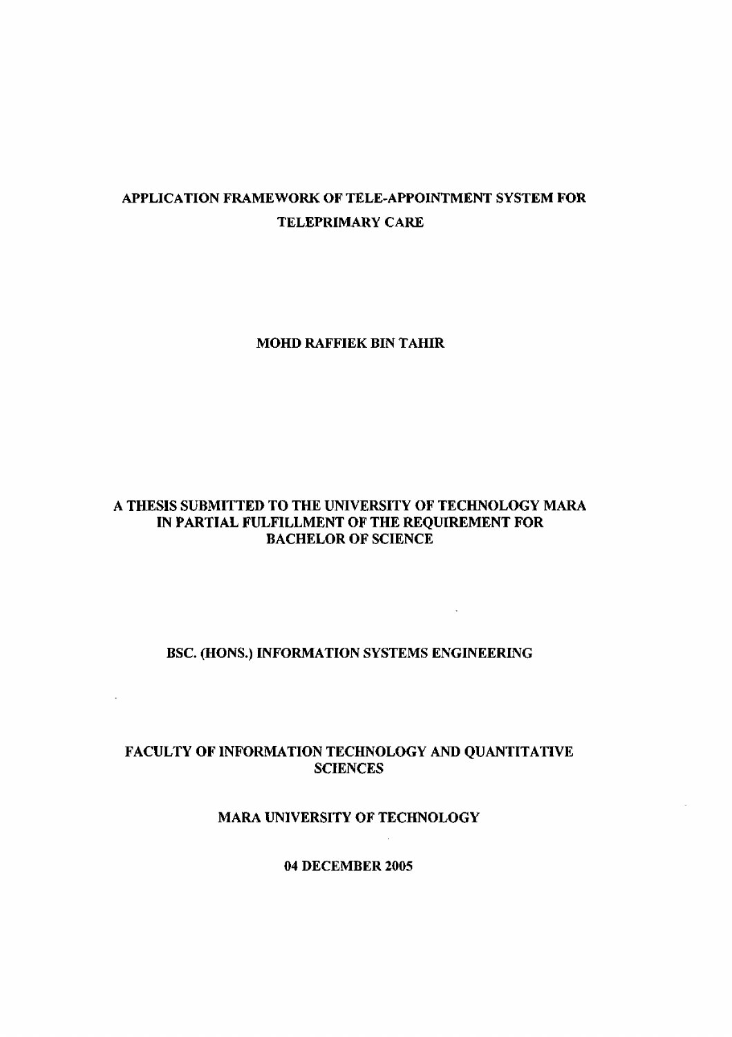# APPLICATION FRAMEWORK OF TELE-APPOINTMENT SYSTEM FOR TELEPRIMARY CARE

MOHD RAFFIEK BIN TAHIR

A THESIS SUBMITTED TO THE UNIVERSITY OF TECHNOLOGY MARA IN PARTIAL FULFILLMENT OF THE REQUIREMENT FOR BACHELOR OF SCIENCE

BSC. (HONS.) INFORMATION SYSTEMS ENGINEERING

FACULTY OF INFORMATION TECHNOLOGY AND QUANTITATIVE SCIENCES

MARA UNIVERSITY OF TECHNOLOGY

04 DECEMBER 2005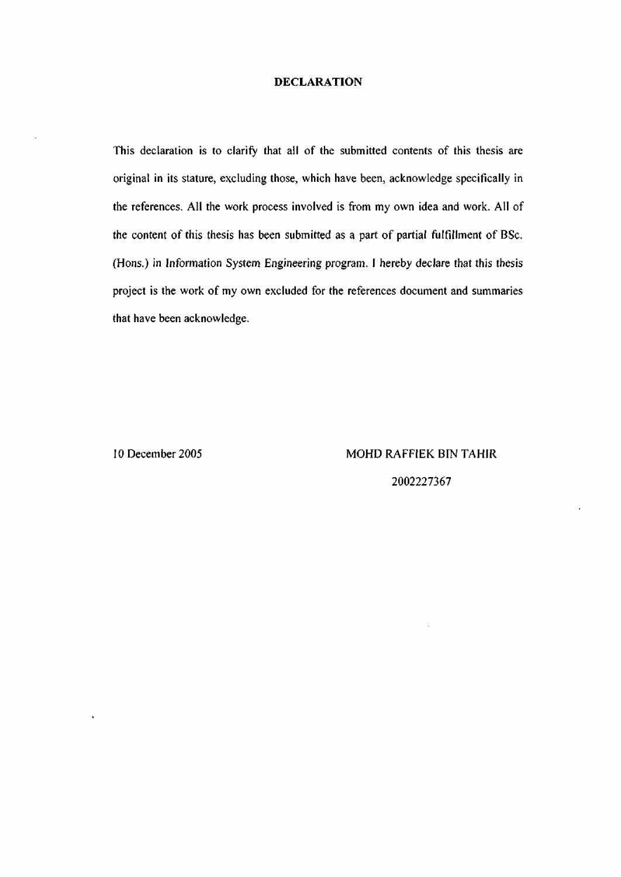# DECLARATION

This declaration is to clarify that all of the submitted contents of this thesis are original in its stature, excluding those, which have been, acknowledge specifically in the references. All the work process involved is from my own idea and work. All of the content of this thesis has been submitted as a part of partial fulfillment of BSc. (Hons.) in Information System Engineering program. I hereby declare that this thesis project is the work of my own excluded for the references document and summaries that have been acknowledge.

10 December 2005

MOHD RAFFIEK BIN TAHIR

2002227367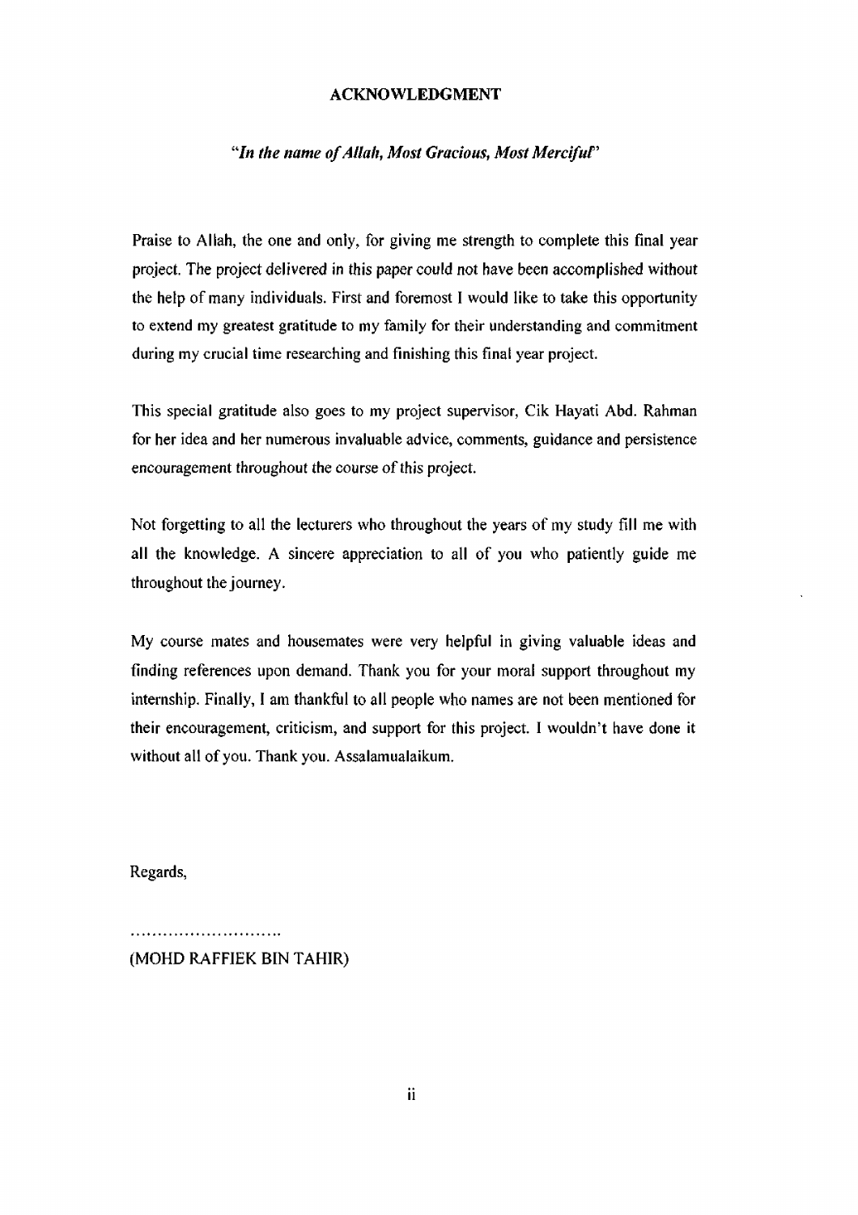# ACKNOWLEDGMENT

*"In the name of Allah, Most Gracious, Most Merciful"*

Praise to Allah, the one and only, for giving me strength to complete this final year project. The project delivered in this paper could not have been accomplished without the help of many individuals. First and foremost I would like to take this opportunity to extend my greatest gratitude to my family for their understanding and commitment during my crucial time researching and finishing this final year project.

This special gratitude also goes to my project supervisor, Cik Hayati Abd. Rahman for her idea and her numerous invaluable advice, comments, guidance and persistence encouragement throughout the course of this project.

Not forgetting to all the lecturers who throughout the years of my study fill me with all the knowledge. A sincere appreciation to all of you who patiently guide me throughout the journey.

My course mates and housemates were very helpful in giving valuable ideas and finding references upon demand. Thank you for your moral support throughout my internship. Finally, I am thankful to all people who names are not been mentioned for their encouragement, criticism, and support for this project. I wouldn't have done it without all of you. Thank you. Assalamualaikum.

Regards,

..........................

(MOHD RAFFIEK BIN TAHIR)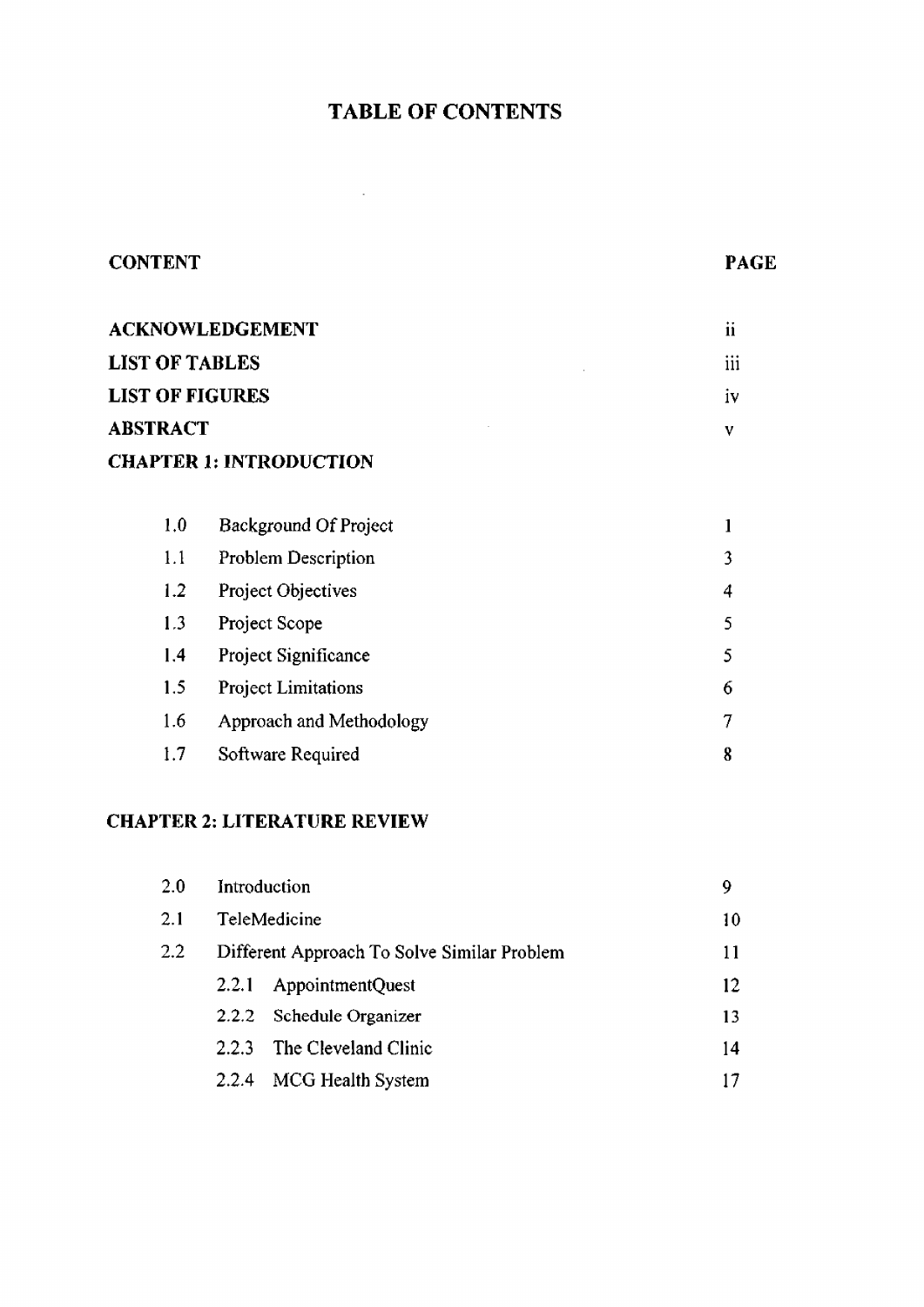# TABLE OF CONTENTS

| CONTENT | | PAGE |
|---|---|---|
| **ACKNOWLEDGEMENT** | | ii |
| **LIST OF TABLES** | | iii |
| **LIST OF FIGURES** | | iv |
| **ABSTRACT** | | v |
| **CHAPTER 1: INTRODUCTION** | | |
| 1.0 | Background Of Project | 1 |
| 1.1 | Problem Description | 3 |
| 1.2 | Project Objectives | 4 |
| 1.3 | Project Scope | 5 |
| 1.4 | Project Significance | 5 |
| 1.5 | Project Limitations | 6 |
| 1.6 | Approach and Methodology | 7 |
| 1.7 | Software Required | 8 |
| **CHAPTER 2: LITERATURE REVIEW** | | |
| 2.0 | Introduction | 9 |
| 2.1 | TeleMedicine | 10 |
| 2.2 | Different Approach To Solve Similar Problem | 11 |
| | 2.2.1 AppointmentQuest | 12 |
| | 2.2.2 Schedule Organizer | 13 |
| | 2.2.3 The Cleveland Clinic | 14 |
| | 2.2.4 MCG Health System | 17 |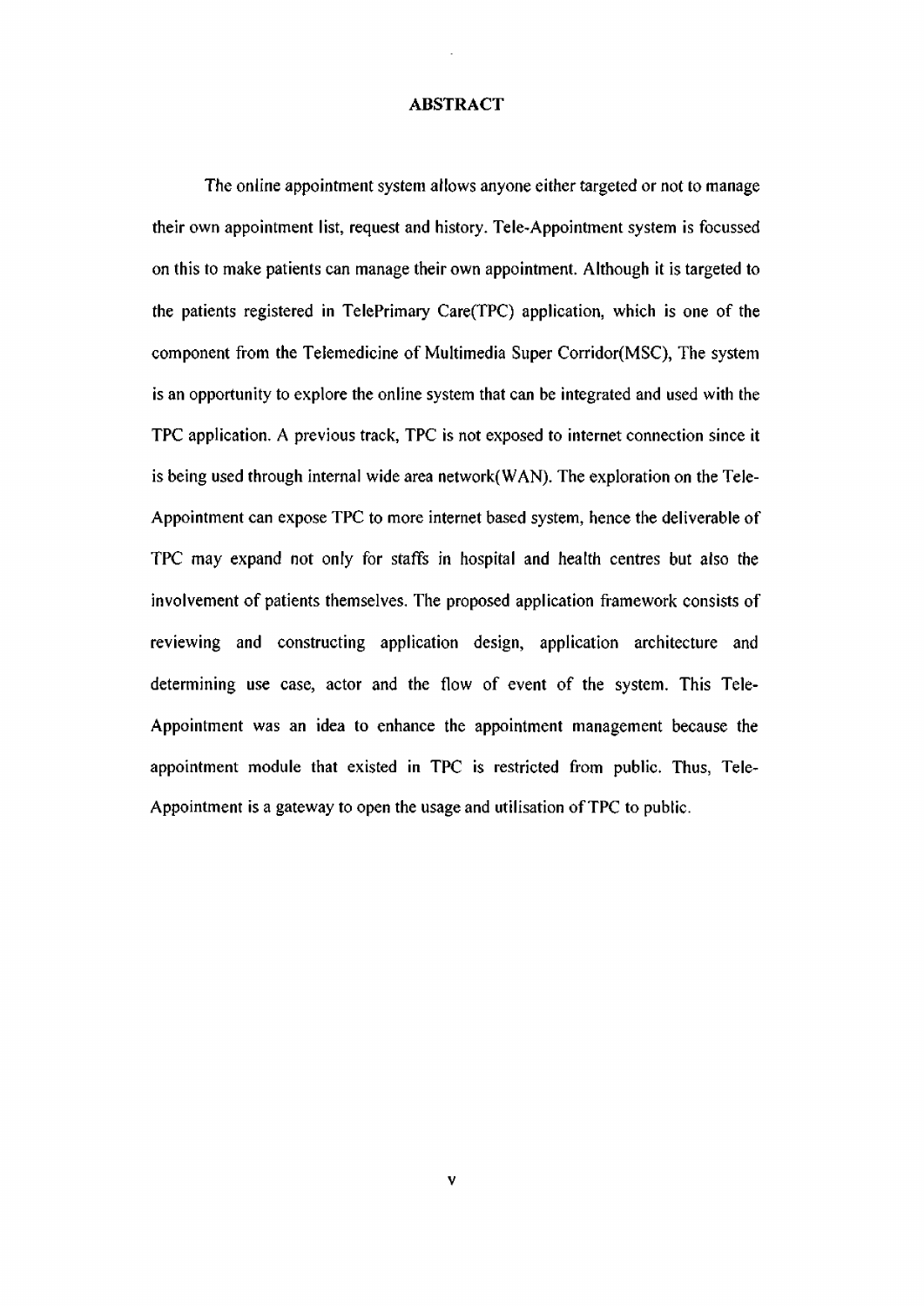# ABSTRACT

The online appointment system allows anyone either targeted or not to manage their own appointment list, request and history. Tele-Appointment system is focussed on this to make patients can manage their own appointment. Although it is targeted to the patients registered in TelePrimary Care(TPC) application, which is one of the component from the Telemedicine of Multimedia Super Corridor(MSC), The system is an opportunity to explore the online system that can be integrated and used with the TPC application. A previous track, TPC is not exposed to internet connection since it is being used through internal wide area network(WAN). The exploration on the Tele-Appointment can expose TPC to more internet based system, hence the deliverable of TPC may expand not only for staffs in hospital and health centres but also the involvement of patients themselves. The proposed application framework consists of reviewing and constructing application design, application architecture and determining use case, actor and the flow of event of the system. This Tele-Appointment was an idea to enhance the appointment management because the appointment module that existed in TPC is restricted from public. Thus, Tele-Appointment is a gateway to open the usage and utilisation of TPC to public.